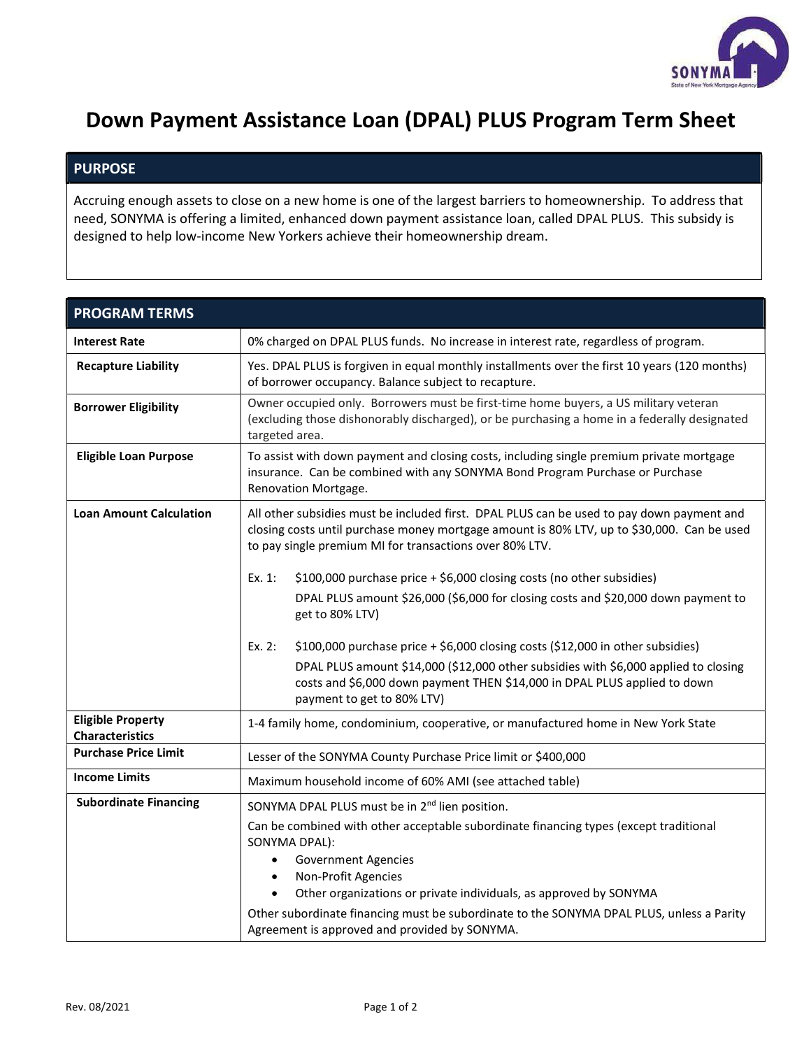# Down Payment Assistance Loan (DPAL) PLUS Program Term Sheet

## PURPOSE

Accruing enough assets to close on a new home is one of the largest barriers to homeownership. To address that need, SONYMA is offering a limited, enhanced down payment assistance loan, called DPAL PLUS. This subsidy is designed to help low-income New Yorkers achieve their homeownership dream.

## PROGRAM TERMS

| | |
|---|---|
| **Interest Rate** | 0% charged on DPAL PLUS funds. No increase in interest rate, regardless of program. |
| **Recapture Liability** | Yes. DPAL PLUS is forgiven in equal monthly installments over the first 10 years (120 months) of borrower occupancy. Balance subject to recapture. |
| **Borrower Eligibility** | Owner occupied only. Borrowers must be first-time home buyers, a US military veteran (excluding those dishonorably discharged), or be purchasing a home in a federally designated targeted area. |
| **Eligible Loan Purpose** | To assist with down payment and closing costs, including single premium private mortgage insurance. Can be combined with any SONYMA Bond Program Purchase or Purchase Renovation Mortgage. |
| **Loan Amount Calculation** | All other subsidies must be included first. DPAL PLUS can be used to pay down payment and closing costs until purchase money mortgage amount is 80% LTV, up to $30,000. Can be used to pay single premium MI for transactions over 80% LTV.<br><br>Ex. 1: $100,000 purchase price + $6,000 closing costs (no other subsidies)<br>DPAL PLUS amount $26,000 ($6,000 for closing costs and $20,000 down payment to get to 80% LTV)<br><br>Ex. 2: $100,000 purchase price + $6,000 closing costs ($12,000 in other subsidies)<br>DPAL PLUS amount $14,000 ($12,000 other subsidies with $6,000 applied to closing costs and $6,000 down payment THEN $14,000 in DPAL PLUS applied to down payment to get to 80% LTV) |
| **Eligible Property Characteristics** | 1-4 family home, condominium, cooperative, or manufactured home in New York State |
| **Purchase Price Limit** | Lesser of the SONYMA County Purchase Price limit or $400,000 |
| **Income Limits** | Maximum household income of 60% AMI (see attached table) |
| **Subordinate Financing** | SONYMA DPAL PLUS must be in 2nd lien position.<br><br>Can be combined with other acceptable subordinate financing types (except traditional SONYMA DPAL):<br>• Government Agencies<br>• Non-Profit Agencies<br>• Other organizations or private individuals, as approved by SONYMA<br><br>Other subordinate financing must be subordinate to the SONYMA DPAL PLUS, unless a Parity Agreement is approved and provided by SONYMA. |

Rev. 08/2021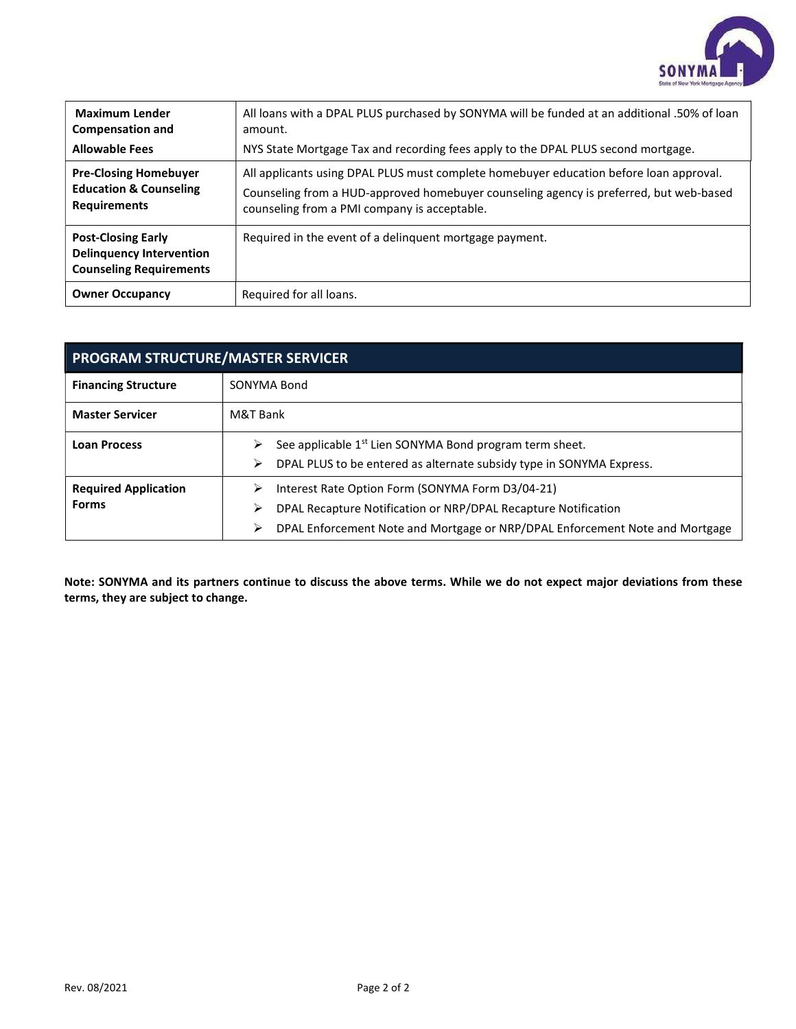| | |
|---|---|
| **Maximum Lender Compensation and Allowable Fees** | All loans with a DPAL PLUS purchased by SONYMA will be funded at an additional .50% of loan amount.<br>NYS State Mortgage Tax and recording fees apply to the DPAL PLUS second mortgage. |
| **Pre-Closing Homebuyer Education & Counseling Requirements** | All applicants using DPAL PLUS must complete homebuyer education before loan approval.<br>Counseling from a HUD-approved homebuyer counseling agency is preferred, but web-based counseling from a PMI company is acceptable. |
| **Post-Closing Early Delinquency Intervention Counseling Requirements** | Required in the event of a delinquent mortgage payment. |
| **Owner Occupancy** | Required for all loans. |

| PROGRAM STRUCTURE/MASTER SERVICER | |
|---|---|
| **Financing Structure** | SONYMA Bond |
| **Master Servicer** | M&T Bank |
| **Loan Process** | ➢ See applicable 1st Lien SONYMA Bond program term sheet.<br>➢ DPAL PLUS to be entered as alternate subsidy type in SONYMA Express. |
| **Required Application Forms** | ➢ Interest Rate Option Form (SONYMA Form D3/04-21)<br>➢ DPAL Recapture Notification or NRP/DPAL Recapture Notification<br>➢ DPAL Enforcement Note and Mortgage or NRP/DPAL Enforcement Note and Mortgage |

**Note: SONYMA and its partners continue to discuss the above terms. While we do not expect major deviations from these terms, they are subject to change.**

Rev. 08/2021